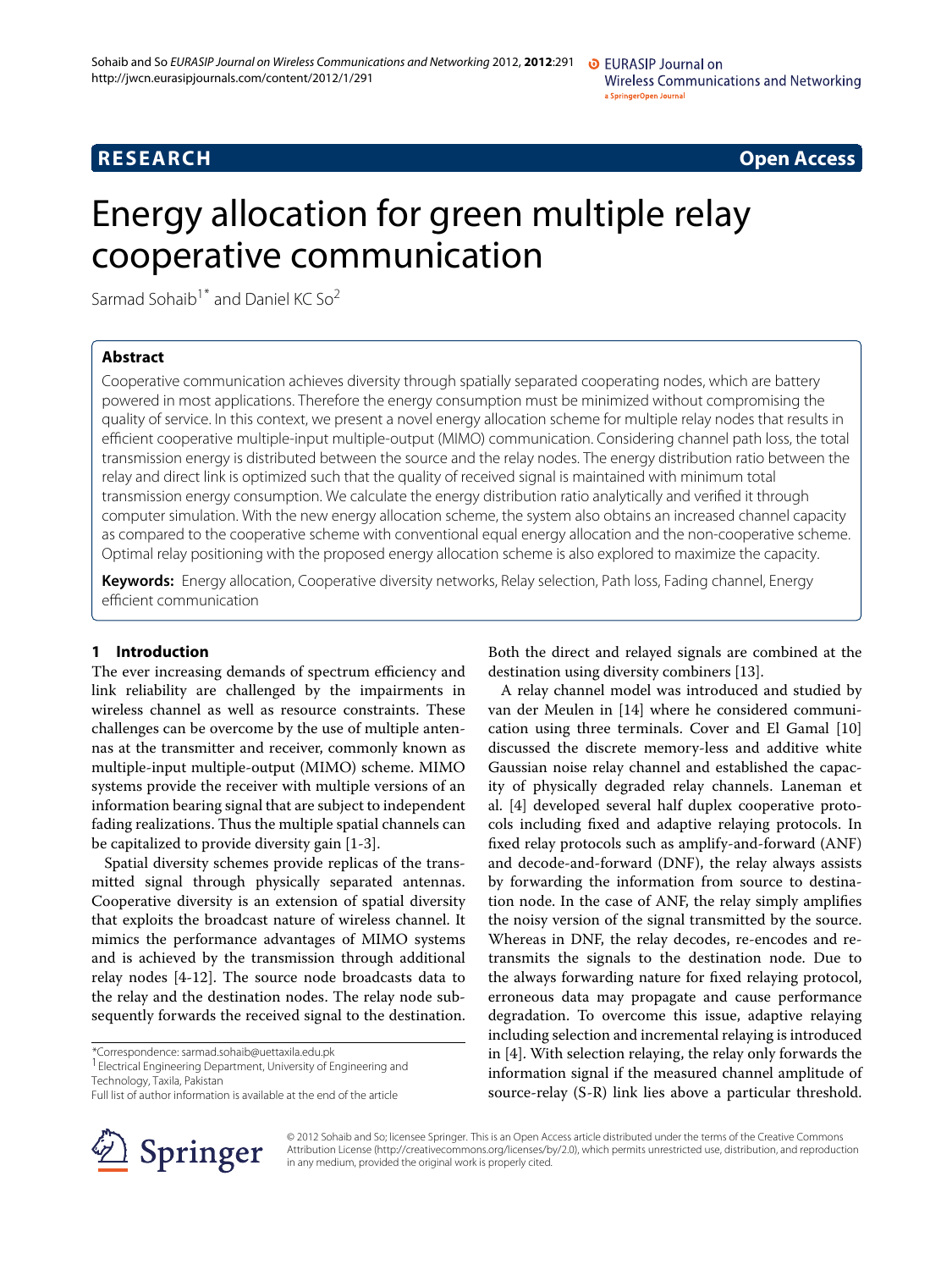**RESEARCH** **Open Access**

# Energy allocation for green multiple relay cooperative communication

Sarmad Sohaib[1*] and Daniel KC So[2]

## Abstract

Cooperative communication achieves diversity through spatially separated cooperating nodes, which are battery powered in most applications. Therefore the energy consumption must be minimized without compromising the quality of service. In this context, we present a novel energy allocation scheme for multiple relay nodes that results in efficient cooperative multiple-input multiple-output (MIMO) communication. Considering channel path loss, the total transmission energy is distributed between the source and the relay nodes. The energy distribution ratio between the relay and direct link is optimized such that the quality of received signal is maintained with minimum total transmission energy consumption. We calculate the energy distribution ratio analytically and verified it through computer simulation. With the new energy allocation scheme, the system also obtains an increased channel capacity as compared to the cooperative scheme with conventional equal energy allocation and the non-cooperative scheme. Optimal relay positioning with the proposed energy allocation scheme is also explored to maximize the capacity.

**Keywords:** Energy allocation, Cooperative diversity networks, Relay selection, Path loss, Fading channel, Energy efficient communication

## 1 Introduction

The ever increasing demands of spectrum efficiency and link reliability are challenged by the impairments in wireless channel as well as resource constraints. These challenges can be overcome by the use of multiple antennas at the transmitter and receiver, commonly known as multiple-input multiple-output (MIMO) scheme. MIMO systems provide the receiver with multiple versions of an information bearing signal that are subject to independent fading realizations. Thus the multiple spatial channels can be capitalized to provide diversity gain [1-3].

Spatial diversity schemes provide replicas of the transmitted signal through physically separated antennas. Cooperative diversity is an extension of spatial diversity that exploits the broadcast nature of wireless channel. It mimics the performance advantages of MIMO systems and is achieved by the transmission through additional relay nodes [4-12]. The source node broadcasts data to the relay and the destination nodes. The relay node subsequently forwards the received signal to the destination. Both the direct and relayed signals are combined at the destination using diversity combiners [13].

A relay channel model was introduced and studied by van der Meulen in [14] where he considered communication using three terminals. Cover and El Gamal [10] discussed the discrete memory-less and additive white Gaussian noise relay channel and established the capacity of physically degraded relay channels. Laneman et al. [4] developed several half duplex cooperative protocols including fixed and adaptive relaying protocols. In fixed relay protocols such as amplify-and-forward (ANF) and decode-and-forward (DNF), the relay always assists by forwarding the information from source to destination node. In the case of ANF, the relay simply amplifies the noisy version of the signal transmitted by the source. Whereas in DNF, the relay decodes, re-encodes and retransmits the signals to the destination node. Due to the always forwarding nature for fixed relaying protocol, erroneous data may propagate and cause performance degradation. To overcome this issue, adaptive relaying including selection and incremental relaying is introduced in [4]. With selection relaying, the relay only forwards the information signal if the measured channel amplitude of source-relay (S-R) link lies above a particular threshold.

*Correspondence: sarmad.sohaib@uettaxila.edu.pk
[1] Electrical Engineering Department, University of Engineering and Technology, Taxila, Pakistan
Full list of author information is available at the end of the article

© 2012 Sohaib and So; licensee Springer. This is an Open Access article distributed under the terms of the Creative Commons Attribution License (http://creativecommons.org/licenses/by/2.0), which permits unrestricted use, distribution, and reproduction in any medium, provided the original work is properly cited.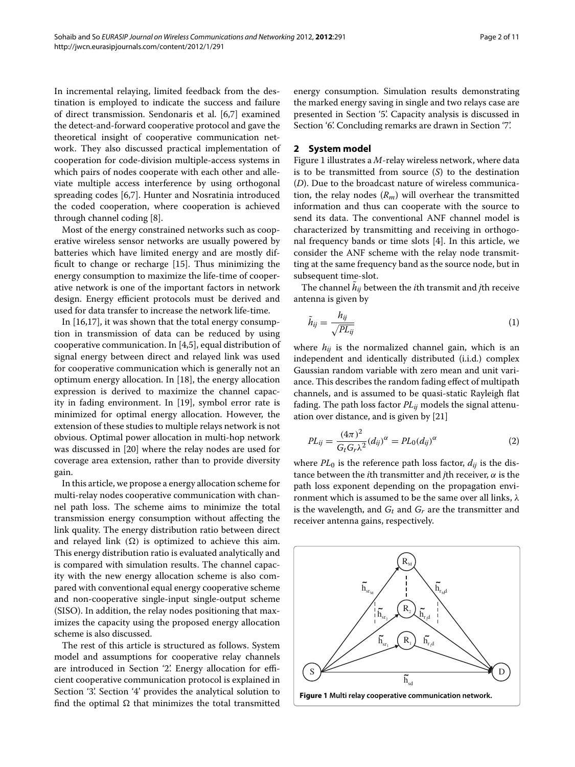In incremental relaying, limited feedback from the destination is employed to indicate the success and failure of direct transmission. Sendonaris et al. [6,7] examined the detect-and-forward cooperative protocol and gave the theoretical insight of cooperative communication network. They also discussed practical implementation of cooperation for code-division multiple-access systems in which pairs of nodes cooperate with each other and alleviate multiple access interference by using orthogonal spreading codes [6,7]. Hunter and Nosratinia introduced the coded cooperation, where cooperation is achieved through channel coding [8].

Most of the energy constrained networks such as cooperative wireless sensor networks are usually powered by batteries which have limited energy and are mostly difficult to change or recharge [15]. Thus minimizing the energy consumption to maximize the life-time of cooperative network is one of the important factors in network design. Energy efficient protocols must be derived and used for data transfer to increase the network life-time.

In [16,17], it was shown that the total energy consumption in transmission of data can be reduced by using cooperative communication. In [4,5], equal distribution of signal energy between direct and relayed link was used for cooperative communication which is generally not an optimum energy allocation. In [18], the energy allocation expression is derived to maximize the channel capacity in fading environment. In [19], symbol error rate is minimized for optimal energy allocation. However, the extension of these studies to multiple relays network is not obvious. Optimal power allocation in multi-hop network was discussed in [20] where the relay nodes are used for coverage area extension, rather than to provide diversity gain.

In this article, we propose a energy allocation scheme for multi-relay nodes cooperative communication with channel path loss. The scheme aims to minimize the total transmission energy consumption without affecting the link quality. The energy distribution ratio between direct and relayed link ($\Omega$) is optimized to achieve this aim. This energy distribution ratio is evaluated analytically and is compared with simulation results. The channel capacity with the new energy allocation scheme is also compared with conventional equal energy cooperative scheme and non-cooperative single-input single-output scheme (SISO). In addition, the relay nodes positioning that maximizes the capacity using the proposed energy allocation scheme is also discussed.

The rest of this article is structured as follows. System model and assumptions for cooperative relay channels are introduced in Section '2'. Energy allocation for efficient cooperative communication protocol is explained in Section '3'. Section '4' provides the analytical solution to find the optimal $\Omega$ that minimizes the total transmitted energy consumption. Simulation results demonstrating the marked energy saving in single and two relays case are presented in Section '5'. Capacity analysis is discussed in Section '6'. Concluding remarks are drawn in Section '7'.

## 2 System model

Figure 1 illustrates a $M$-relay wireless network, where data is to be transmitted from source ($S$) to the destination ($D$). Due to the broadcast nature of wireless communication, the relay nodes ($R_m$) will overhear the transmitted information and thus can cooperate with the source to send its data. The conventional ANF channel model is characterized by transmitting and receiving in orthogonal frequency bands or time slots [4]. In this article, we consider the ANF scheme with the relay node transmitting at the same frequency band as the source node, but in subsequent time-slot.

The channel $\tilde{h}_{ij}$ between the $i$th transmit and $j$th receive antenna is given by

$$\tilde{h}_{ij} = \frac{h_{ij}}{\sqrt{PL_{ij}}} \tag{1}$$

where $h_{ij}$ is the normalized channel gain, which is an independent and identically distributed (i.i.d.) complex Gaussian random variable with zero mean and unit variance. This describes the random fading effect of multipath channels, and is assumed to be quasi-static Rayleigh flat fading. The path loss factor $PL_{ij}$ models the signal attenuation over distance, and is given by [21]

$$PL_{ij} = \frac{(4\pi)^2}{G_t G_r \lambda^2}(d_{ij})^{\alpha} = PL_0(d_{ij})^{\alpha} \tag{2}$$

where $PL_0$ is the reference path loss factor, $d_{ij}$ is the distance between the $i$th transmitter and $j$th receiver, $\alpha$ is the path loss exponent depending on the propagation environment which is assumed to be the same over all links, $\lambda$ is the wavelength, and $G_t$ and $G_r$ are the transmitter and receiver antenna gains, respectively.

**Figure 1 Multi relay cooperative communication network.**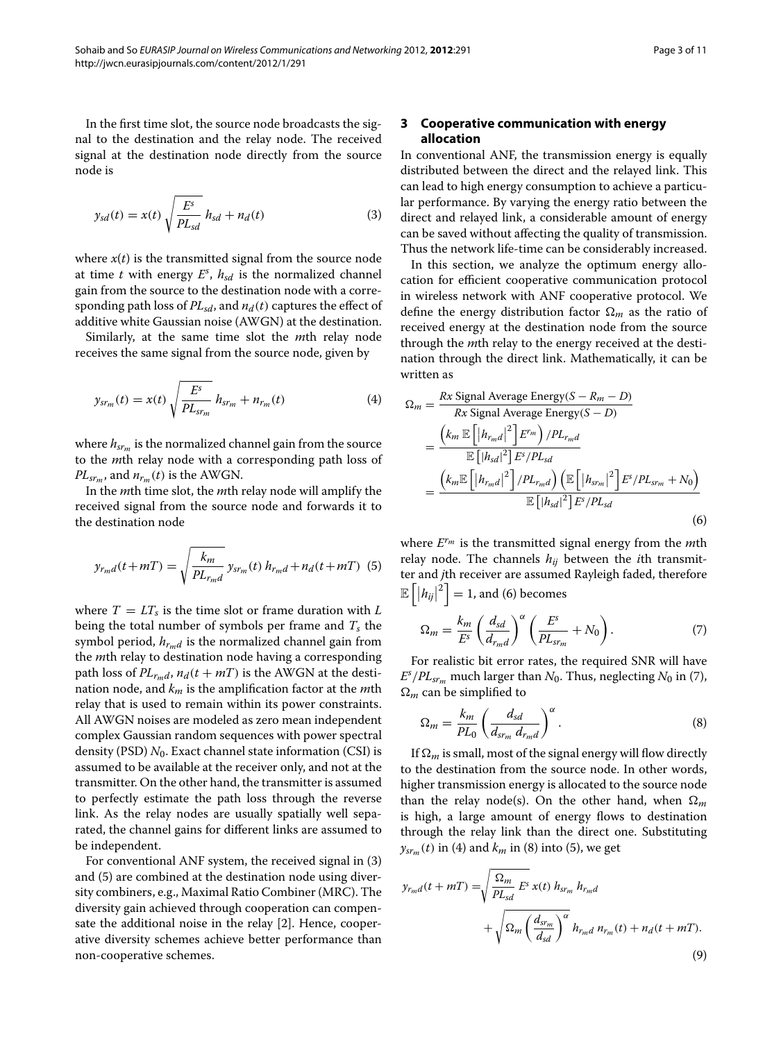In the first time slot, the source node broadcasts the signal to the destination and the relay node. The received signal at the destination node directly from the source node is

$$y_{sd}(t) = x(t)\sqrt{\frac{E^s}{PL_{sd}}}\,h_{sd} + n_d(t) \tag{3}$$

where $x(t)$ is the transmitted signal from the source node at time $t$ with energy $E^s$, $h_{sd}$ is the normalized channel gain from the source to the destination node with a corresponding path loss of $PL_{sd}$, and $n_d(t)$ captures the effect of additive white Gaussian noise (AWGN) at the destination.

Similarly, at the same time slot the $m$th relay node receives the same signal from the source node, given by

$$y_{sr_m}(t) = x(t)\sqrt{\frac{E^s}{PL_{sr_m}}}\,h_{sr_m} + n_{r_m}(t) \tag{4}$$

where $h_{sr_m}$ is the normalized channel gain from the source to the $m$th relay node with a corresponding path loss of $PL_{sr_m}$, and $n_{r_m}(t)$ is the AWGN.

In the $m$th time slot, the $m$th relay node will amplify the received signal from the source node and forwards it to the destination node

$$y_{r_m d}(t+mT) = \sqrt{\frac{k_m}{PL_{r_m d}}}\,y_{sr_m}(t)\,h_{r_m d} + n_d(t+mT) \tag{5}$$

where $T = LT_s$ is the time slot or frame duration with $L$ being the total number of symbols per frame and $T_s$ the symbol period, $h_{r_m d}$ is the normalized channel gain from the $m$th relay to destination node having a corresponding path loss of $PL_{r_m d}$, $n_d(t+mT)$ is the AWGN at the destination node, and $k_m$ is the amplification factor at the $m$th relay that is used to remain within its power constraints. All AWGN noises are modeled as zero mean independent complex Gaussian random sequences with power spectral density (PSD) $N_0$. Exact channel state information (CSI) is assumed to be available at the receiver only, and not at the transmitter. On the other hand, the transmitter is assumed to perfectly estimate the path loss through the reverse link. As the relay nodes are usually spatially well separated, the channel gains for different links are assumed to be independent.

For conventional ANF system, the received signal in (3) and (5) are combined at the destination node using diversity combiners, e.g., Maximal Ratio Combiner (MRC). The diversity gain achieved through cooperation can compensate the additional noise in the relay [2]. Hence, cooperative diversity schemes achieve better performance than non-cooperative schemes.

## 3 Cooperative communication with energy allocation

In conventional ANF, the transmission energy is equally distributed between the direct and the relayed link. This can lead to high energy consumption to achieve a particular performance. By varying the energy ratio between the direct and relayed link, a considerable amount of energy can be saved without affecting the quality of transmission. Thus the network life-time can be considerably increased.

In this section, we analyze the optimum energy allocation for efficient cooperative communication protocol in wireless network with ANF cooperative protocol. We define the energy distribution factor $\Omega_m$ as the ratio of received energy at the destination node from the source through the $m$th relay to the energy received at the destination through the direct link. Mathematically, it can be written as

$$\begin{aligned}
\Omega_m &= \frac{Rx \text{ Signal Average Energy}(S - R_m - D)}{Rx \text{ Signal Average Energy}(S - D)} \\
&= \frac{\left(k_m\,\mathbb{E}\left[\left|h_{r_m d}\right|^2\right]E^{r_m}\right)/PL_{r_m d}}{\mathbb{E}\left[\left|h_{sd}\right|^2\right]E^s/PL_{sd}} \\
&= \frac{\left(k_m\mathbb{E}\left[\left|h_{r_m d}\right|^2\right]/PL_{r_m d}\right)\left(\mathbb{E}\left[\left|h_{sr_m}\right|^2\right]E^s/PL_{sr_m} + N_0\right)}{\mathbb{E}\left[\left|h_{sd}\right|^2\right]E^s/PL_{sd}}
\end{aligned} \tag{6}$$

where $E^{r_m}$ is the transmitted signal energy from the $m$th relay node. The channels $h_{ij}$ between the $i$th transmitter and $j$th receiver are assumed Rayleigh faded, therefore $\mathbb{E}\left[\left|h_{ij}\right|^2\right] = 1$, and (6) becomes

$$\Omega_m = \frac{k_m}{E^s}\left(\frac{d_{sd}}{d_{r_m d}}\right)^{\alpha}\left(\frac{E^s}{PL_{sr_m}} + N_0\right). \tag{7}$$

For realistic bit error rates, the required SNR will have $E^s/PL_{sr_m}$ much larger than $N_0$. Thus, neglecting $N_0$ in (7), $\Omega_m$ can be simplified to

$$\Omega_m = \frac{k_m}{PL_0}\left(\frac{d_{sd}}{d_{sr_m}\,d_{r_m d}}\right)^{\alpha}. \tag{8}$$

If $\Omega_m$ is small, most of the signal energy will flow directly to the destination from the source node. In other words, higher transmission energy is allocated to the source node than the relay node(s). On the other hand, when $\Omega_m$ is high, a large amount of energy flows to destination through the relay link than the direct one. Substituting $y_{sr_m}(t)$ in (4) and $k_m$ in (8) into (5), we get

$$\begin{aligned}
y_{r_m d}(t+mT) =& \sqrt{\frac{\Omega_m}{PL_{sd}}\,E^s}\;x(t)\,h_{sr_m}\,h_{r_m d} \\
&+ \sqrt{\Omega_m\left(\frac{d_{sr_m}}{d_{sd}}\right)^{\alpha}}\;h_{r_m d}\,n_{r_m}(t) + n_d(t+mT).
\end{aligned} \tag{9}$$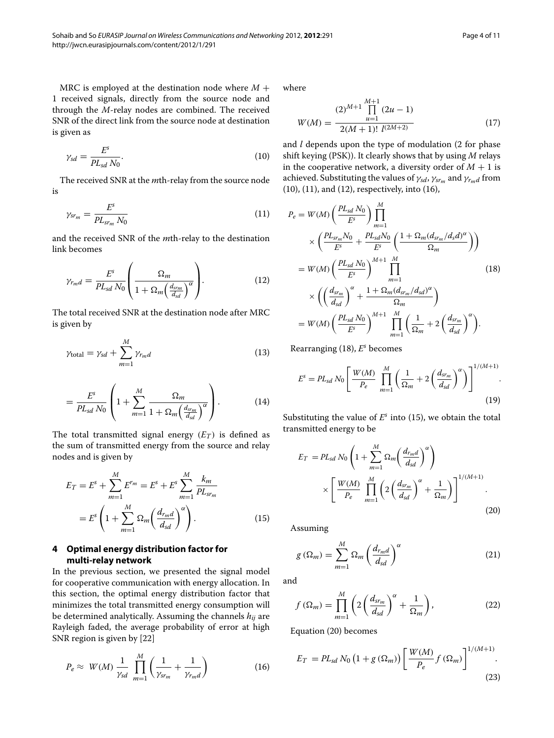MRC is employed at the destination node where $M+1$ received signals, directly from the source node and through the $M$-relay nodes are combined. The received SNR of the direct link from the source node at destination is given as

$$\gamma_{sd} = \frac{E^s}{PL_{sd}\, N_0}. \tag{10}$$

The received SNR at the $m$th-relay from the source node is

$$\gamma_{sr_m} = \frac{E^s}{PL_{sr_m}\, N_0} \tag{11}$$

and the received SNR of the $m$th-relay to the destination link becomes

$$\gamma_{r_m d} = \frac{E^s}{PL_{sd}\, N_0}\left(\frac{\Omega_m}{1+\Omega_m\left(\frac{d_{sr_m}}{d_{sd}}\right)^{\alpha}}\right). \tag{12}$$

The total received SNR at the destination node after MRC is given by

$$\gamma_{\text{total}} = \gamma_{sd} + \sum_{m=1}^{M} \gamma_{r_m d} \tag{13}$$

$$= \frac{E^s}{PL_{sd}\, N_0}\left(1+\sum_{m=1}^{M}\frac{\Omega_m}{1+\Omega_m\left(\frac{d_{sr_m}}{d_{sd}}\right)^{\alpha}}\right). \tag{14}$$

The total transmitted signal energy ($E_T$) is defined as the sum of transmitted energy from the source and relay nodes and is given by

$$\begin{aligned} E_T &= E^s + \sum_{m=1}^{M} E^{r_m} = E^s + E^s\sum_{m=1}^{M}\frac{k_m}{PL_{sr_m}} \\ &= E^s\left(1+\sum_{m=1}^{M}\Omega_m\left(\frac{d_{r_m d}}{d_{sd}}\right)^{\alpha}\right). \end{aligned} \tag{15}$$

## 4 Optimal energy distribution factor for multi-relay network

In the previous section, we presented the signal model for cooperative communication with energy allocation. In this section, the optimal energy distribution factor that minimizes the total transmitted energy consumption will be determined analytically. Assuming the channels $h_{ij}$ are Rayleigh faded, the average probability of error at high SNR region is given by [22]

$$P_e \approx W(M)\,\frac{1}{\gamma_{sd}}\prod_{m=1}^{M}\left(\frac{1}{\gamma_{sr_m}}+\frac{1}{\gamma_{r_m d}}\right) \tag{16}$$

where

$$W(M) = \frac{(2)^{M+1}\prod_{u=1}^{M+1}(2u-1)}{2(M+1)!\; l^{(2M+2)}} \tag{17}$$

and $l$ depends upon the type of modulation (2 for phase shift keying (PSK)). It clearly shows that by using $M$ relays in the cooperative network, a diversity order of $M+1$ is achieved. Substituting the values of $\gamma_{sd}$, $\gamma_{sr_m}$ and $\gamma_{r_m d}$ from (10), (11), and (12), respectively, into (16),

$$\begin{aligned} P_e &= W(M)\left(\frac{PL_{sd}\, N_0}{E^s}\right)\prod_{m=1}^{M} \\ &\quad\times\left(\frac{PL_{sr_m}N_0}{E^s}+\frac{PL_{sd}N_0}{E^s}\left(\frac{1+\Omega_m(d_{sr_m}/d_s d)^{\alpha}}{\Omega_m}\right)\right) \\ &= W(M)\left(\frac{PL_{sd}\, N_0}{E^s}\right)^{M+1}\prod_{m=1}^{M} \\ &\quad\times\left(\left(\frac{d_{sr_m}}{d_{sd}}\right)^{\alpha}+\frac{1+\Omega_m(d_{sr_m}/d_{sd})^{\alpha}}{\Omega_m}\right) \\ &= W(M)\left(\frac{PL_{sd}\, N_0}{E^s}\right)^{M+1}\prod_{m=1}^{M}\left(\frac{1}{\Omega_m}+2\left(\frac{d_{sr_m}}{d_{sd}}\right)^{\alpha}\right). \end{aligned} \tag{18}$$

Rearranging (18), $E^s$ becomes

$$E^s = PL_{sd}\, N_0\left[\frac{W(M)}{P_e}\prod_{m=1}^{M}\left(\frac{1}{\Omega_m}+2\left(\frac{d_{sr_m}}{d_{sd}}\right)^{\alpha}\right)\right]^{1/(M+1)}. \tag{19}$$

Substituting the value of $E^s$ into (15), we obtain the total transmitted energy to be

$$\begin{aligned} E_T &= PL_{sd}\, N_0\left(1+\sum_{m=1}^{M}\Omega_m\left(\frac{d_{r_m d}}{d_{sd}}\right)^{\alpha}\right) \\ &\quad\times\left[\frac{W(M)}{P_e}\prod_{m=1}^{M}\left(2\left(\frac{d_{sr_m}}{d_{sd}}\right)^{\alpha}+\frac{1}{\Omega_m}\right)\right]^{1/(M+1)}. \end{aligned} \tag{20}$$

Assuming

$$g\left(\Omega_m\right) = \sum_{m=1}^{M}\Omega_m\left(\frac{d_{r_m d}}{d_{sd}}\right)^{\alpha} \tag{21}$$

and

$$f\left(\Omega_m\right) = \prod_{m=1}^{M}\left(2\left(\frac{d_{sr_m}}{d_{sd}}\right)^{\alpha}+\frac{1}{\Omega_m}\right), \tag{22}$$

Equation (20) becomes

$$E_T = PL_{sd}\, N_0\left(1+g\left(\Omega_m\right)\right)\left[\frac{W(M)}{P_e}f\left(\Omega_m\right)\right]^{1/(M+1)}. \tag{23}$$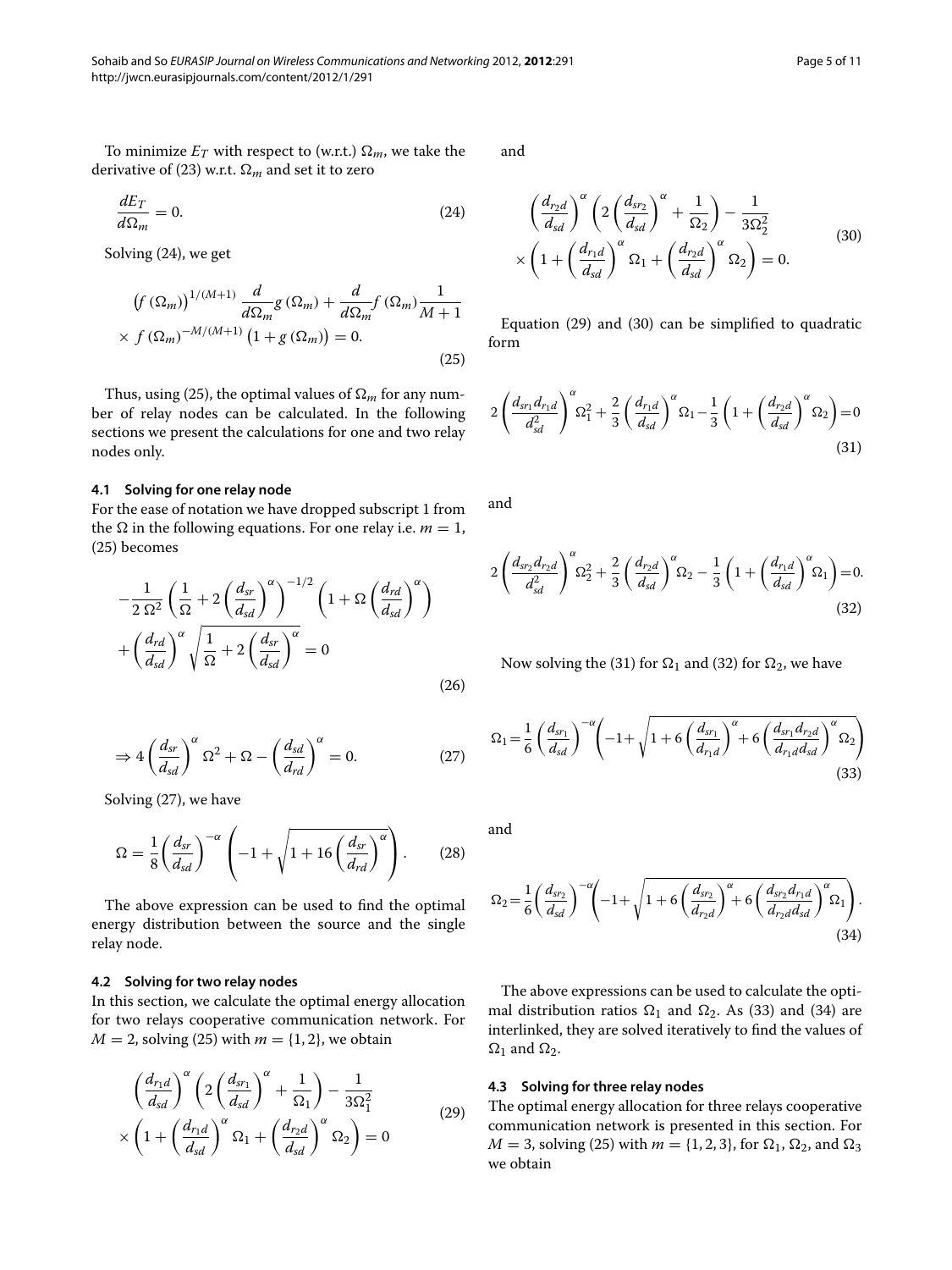To minimize $E_T$ with respect to (w.r.t.) $\Omega_m$, we take the derivative of (23) w.r.t. $\Omega_m$ and set it to zero

$$\frac{dE_T}{d\Omega_m} = 0. \tag{24}$$

Solving (24), we get

$$\left(f\left(\Omega_m\right)\right)^{1/(M+1)} \frac{d}{d\Omega_m} g\left(\Omega_m\right) + \frac{d}{d\Omega_m} f\left(\Omega_m\right) \frac{1}{M+1} \times f\left(\Omega_m\right)^{-M/(M+1)} \left(1 + g\left(\Omega_m\right)\right) = 0. \tag{25}$$

Thus, using (25), the optimal values of $\Omega_m$ for any number of relay nodes can be calculated. In the following sections we present the calculations for one and two relay nodes only.

### 4.1 Solving for one relay node

For the ease of notation we have dropped subscript 1 from the $\Omega$ in the following equations. For one relay i.e. $m = 1$, (25) becomes

$$-\frac{1}{2\,\Omega^2}\left(\frac{1}{\Omega} + 2\left(\frac{d_{sr}}{d_{sd}}\right)^{\alpha}\right)^{-1/2}\left(1 + \Omega\left(\frac{d_{rd}}{d_{sd}}\right)^{\alpha}\right) + \left(\frac{d_{rd}}{d_{sd}}\right)^{\alpha}\sqrt{\frac{1}{\Omega} + 2\left(\frac{d_{sr}}{d_{sd}}\right)^{\alpha}} = 0 \tag{26}$$

$$\Rightarrow 4\left(\frac{d_{sr}}{d_{sd}}\right)^{\alpha}\Omega^2 + \Omega - \left(\frac{d_{sd}}{d_{rd}}\right)^{\alpha} = 0. \tag{27}$$

Solving (27), we have

$$\Omega = \frac{1}{8}\left(\frac{d_{sr}}{d_{sd}}\right)^{-\alpha}\left(-1 + \sqrt{1 + 16\left(\frac{d_{sr}}{d_{rd}}\right)^{\alpha}}\right). \tag{28}$$

The above expression can be used to find the optimal energy distribution between the source and the single relay node.

### 4.2 Solving for two relay nodes

In this section, we calculate the optimal energy allocation for two relays cooperative communication network. For $M = 2$, solving (25) with $m = \{1, 2\}$, we obtain

$$\left(\frac{d_{r_1d}}{d_{sd}}\right)^{\alpha}\left(2\left(\frac{d_{sr_1}}{d_{sd}}\right)^{\alpha} + \frac{1}{\Omega_1}\right) - \frac{1}{3\Omega_1^2} \times \left(1 + \left(\frac{d_{r_1d}}{d_{sd}}\right)^{\alpha}\Omega_1 + \left(\frac{d_{r_2d}}{d_{sd}}\right)^{\alpha}\Omega_2\right) = 0 \tag{29}$$

and

$$\left(\frac{d_{r_2d}}{d_{sd}}\right)^{\alpha}\left(2\left(\frac{d_{sr_2}}{d_{sd}}\right)^{\alpha} + \frac{1}{\Omega_2}\right) - \frac{1}{3\Omega_2^2} \times \left(1 + \left(\frac{d_{r_1d}}{d_{sd}}\right)^{\alpha}\Omega_1 + \left(\frac{d_{r_2d}}{d_{sd}}\right)^{\alpha}\Omega_2\right) = 0. \tag{30}$$

Equation (29) and (30) can be simplified to quadratic form

$$2\left(\frac{d_{sr_1}d_{r_1d}}{d_{sd}^2}\right)^{\alpha}\Omega_1^2 + \frac{2}{3}\left(\frac{d_{r_1d}}{d_{sd}}\right)^{\alpha}\Omega_1 - \frac{1}{3}\left(1 + \left(\frac{d_{r_2d}}{d_{sd}}\right)^{\alpha}\Omega_2\right) = 0 \tag{31}$$

and

$$2\left(\frac{d_{sr_2}d_{r_2d}}{d_{sd}^2}\right)^{\alpha}\Omega_2^2 + \frac{2}{3}\left(\frac{d_{r_2d}}{d_{sd}}\right)^{\alpha}\Omega_2 - \frac{1}{3}\left(1 + \left(\frac{d_{r_1d}}{d_{sd}}\right)^{\alpha}\Omega_1\right) = 0. \tag{32}$$

Now solving the (31) for $\Omega_1$ and (32) for $\Omega_2$, we have

$$\Omega_1 = \frac{1}{6}\left(\frac{d_{sr_1}}{d_{sd}}\right)^{-\alpha}\left(-1 + \sqrt{1 + 6\left(\frac{d_{sr_1}}{d_{r_1d}}\right)^{\alpha} + 6\left(\frac{d_{sr_1}d_{r_2d}}{d_{r_1d}d_{sd}}\right)^{\alpha}\Omega_2}\right) \tag{33}$$

and

$$\Omega_2 = \frac{1}{6}\left(\frac{d_{sr_2}}{d_{sd}}\right)^{-\alpha}\left(-1 + \sqrt{1 + 6\left(\frac{d_{sr_2}}{d_{r_2d}}\right)^{\alpha} + 6\left(\frac{d_{sr_2}d_{r_1d}}{d_{r_2d}d_{sd}}\right)^{\alpha}\Omega_1}\right). \tag{34}$$

The above expressions can be used to calculate the optimal distribution ratios $\Omega_1$ and $\Omega_2$. As (33) and (34) are interlinked, they are solved iteratively to find the values of $\Omega_1$ and $\Omega_2$.

### 4.3 Solving for three relay nodes

The optimal energy allocation for three relays cooperative communication network is presented in this section. For $M = 3$, solving (25) with $m = \{1, 2, 3\}$, for $\Omega_1$, $\Omega_2$, and $\Omega_3$ we obtain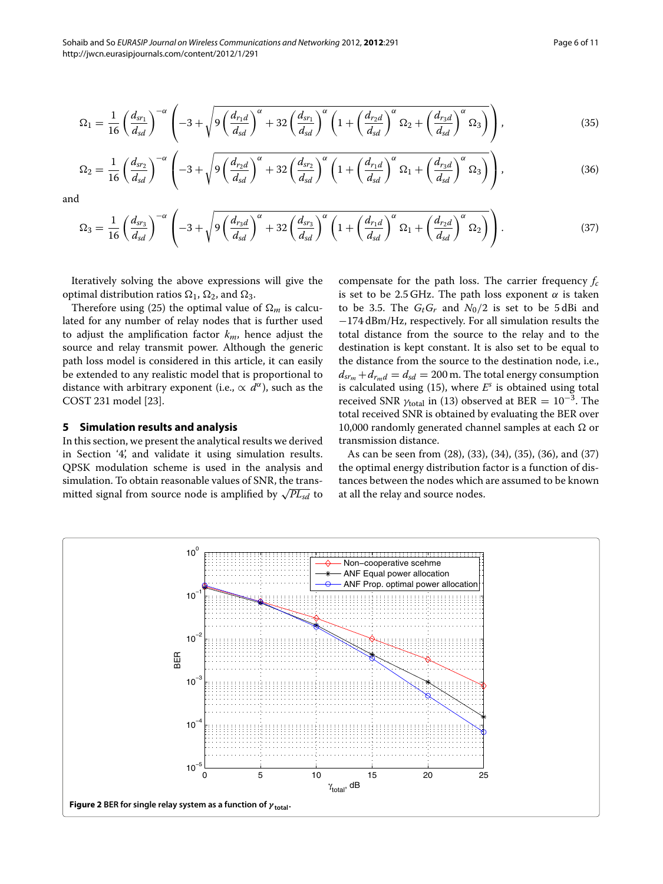$$\Omega_1 = \frac{1}{16}\left(\frac{d_{sr_1}}{d_{sd}}\right)^{-\alpha}\left(-3+\sqrt{9\left(\frac{d_{r_1d}}{d_{sd}}\right)^{\alpha}+32\left(\frac{d_{sr_1}}{d_{sd}}\right)^{\alpha}\left(1+\left(\frac{d_{r_2d}}{d_{sd}}\right)^{\alpha}\Omega_2+\left(\frac{d_{r_3d}}{d_{sd}}\right)^{\alpha}\Omega_3\right)}\right), \tag{35}$$

$$\Omega_2 = \frac{1}{16}\left(\frac{d_{sr_2}}{d_{sd}}\right)^{-\alpha}\left(-3+\sqrt{9\left(\frac{d_{r_2d}}{d_{sd}}\right)^{\alpha}+32\left(\frac{d_{sr_2}}{d_{sd}}\right)^{\alpha}\left(1+\left(\frac{d_{r_1d}}{d_{sd}}\right)^{\alpha}\Omega_1+\left(\frac{d_{r_3d}}{d_{sd}}\right)^{\alpha}\Omega_3\right)}\right), \tag{36}$$

and

$$\Omega_3 = \frac{1}{16}\left(\frac{d_{sr_3}}{d_{sd}}\right)^{-\alpha}\left(-3+\sqrt{9\left(\frac{d_{r_3d}}{d_{sd}}\right)^{\alpha}+32\left(\frac{d_{sr_3}}{d_{sd}}\right)^{\alpha}\left(1+\left(\frac{d_{r_1d}}{d_{sd}}\right)^{\alpha}\Omega_1+\left(\frac{d_{r_2d}}{d_{sd}}\right)^{\alpha}\Omega_2\right)}\right). \tag{37}$$

Iteratively solving the above expressions will give the optimal distribution ratios $\Omega_1$, $\Omega_2$, and $\Omega_3$.

Therefore using (25) the optimal value of $\Omega_m$ is calculated for any number of relay nodes that is further used to adjust the amplification factor $k_m$, hence adjust the source and relay transmit power. Although the generic path loss model is considered in this article, it can easily be extended to any realistic model that is proportional to distance with arbitrary exponent (i.e., $\propto d^{\alpha}$), such as the COST 231 model [23].

## 5 Simulation results and analysis

In this section, we present the analytical results we derived in Section '4', and validate it using simulation results. QPSK modulation scheme is used in the analysis and simulation. To obtain reasonable values of SNR, the transmitted signal from source node is amplified by $\sqrt{PL_{sd}}$ to compensate for the path loss. The carrier frequency $f_c$ is set to be 2.5 GHz. The path loss exponent $\alpha$ is taken to be 3.5. The $G_tG_r$ and $N_0/2$ is set to be 5 dBi and −174 dBm/Hz, respectively. For all simulation results the total distance from the source to the relay and to the destination is kept constant. It is also set to be equal to the distance from the source to the destination node, i.e., $d_{sr_m} + d_{r_md} = d_{sd} = 200$ m. The total energy consumption is calculated using (15), where $E^s$ is obtained using total received SNR $\gamma_{\text{total}}$ in (13) observed at BER $= 10^{-3}$. The total received SNR is obtained by evaluating the BER over 10,000 randomly generated channel samples at each $\Omega$ or transmission distance.

As can be seen from (28), (33), (34), (35), (36), and (37) the optimal energy distribution factor is a function of distances between the nodes which are assumed to be known at all the relay and source nodes.

**Figure 2 BER for single relay system as a function of $\gamma_{\text{total}}$.**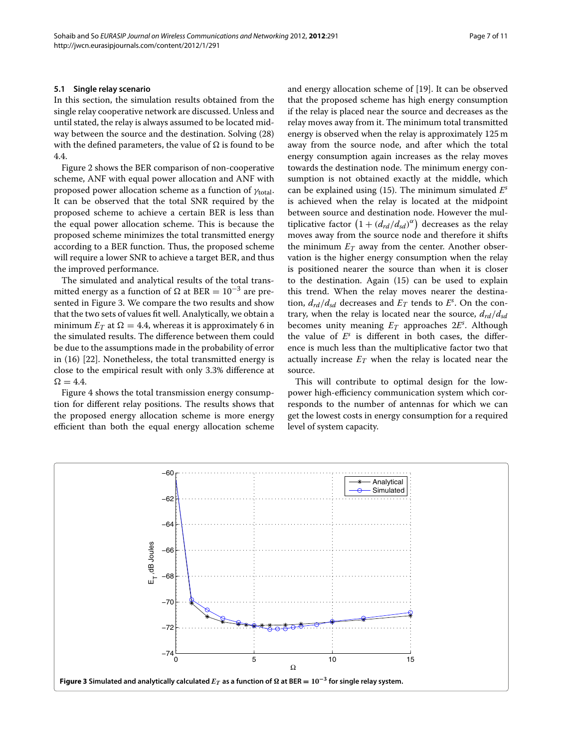### 5.1 Single relay scenario

In this section, the simulation results obtained from the single relay cooperative network are discussed. Unless and until stated, the relay is always assumed to be located midway between the source and the destination. Solving (28) with the defined parameters, the value of $\Omega$ is found to be 4.4.

Figure 2 shows the BER comparison of non-cooperative scheme, ANF with equal power allocation and ANF with proposed power allocation scheme as a function of $\gamma_{\text{total}}$. It can be observed that the total SNR required by the proposed scheme to achieve a certain BER is less than the equal power allocation scheme. This is because the proposed scheme minimizes the total transmitted energy according to a BER function. Thus, the proposed scheme will require a lower SNR to achieve a target BER, and thus the improved performance.

The simulated and analytical results of the total transmitted energy as a function of $\Omega$ at BER $= 10^{-3}$ are presented in Figure 3. We compare the two results and show that the two sets of values fit well. Analytically, we obtain a minimum $E_T$ at $\Omega = 4.4$, whereas it is approximately 6 in the simulated results. The difference between them could be due to the assumptions made in the probability of error in (16) [22]. Nonetheless, the total transmitted energy is close to the empirical result with only 3.3% difference at $\Omega = 4.4$.

Figure 4 shows the total transmission energy consumption for different relay positions. The results shows that the proposed energy allocation scheme is more energy efficient than both the equal energy allocation scheme and energy allocation scheme of [19]. It can be observed that the proposed scheme has high energy consumption if the relay is placed near the source and decreases as the relay moves away from it. The minimum total transmitted energy is observed when the relay is approximately 125 m away from the source node, and after which the total energy consumption again increases as the relay moves towards the destination node. The minimum energy consumption is not obtained exactly at the middle, which can be explained using (15). The minimum simulated $E^s$ is achieved when the relay is located at the midpoint between source and destination node. However the multiplicative factor $\left(1 + (d_{rd}/d_{sd})^{\alpha}\right)$ decreases as the relay moves away from the source node and therefore it shifts the minimum $E_T$ away from the center. Another observation is the higher energy consumption when the relay is positioned nearer the source than when it is closer to the destination. Again (15) can be used to explain this trend. When the relay moves nearer the destination, $d_{rd}/d_{sd}$ decreases and $E_T$ tends to $E^s$. On the contrary, when the relay is located near the source, $d_{rd}/d_{sd}$ becomes unity meaning $E_T$ approaches $2E^s$. Although the value of $E^s$ is different in both cases, the difference is much less than the multiplicative factor two that actually increase $E_T$ when the relay is located near the source.

This will contribute to optimal design for the low-power high-efficiency communication system which corresponds to the number of antennas for which we can get the lowest costs in energy consumption for a required level of system capacity.

**Figure 3 Simulated and analytically calculated $E_T$ as a function of $\Omega$ at BER $= 10^{-3}$ for single relay system.**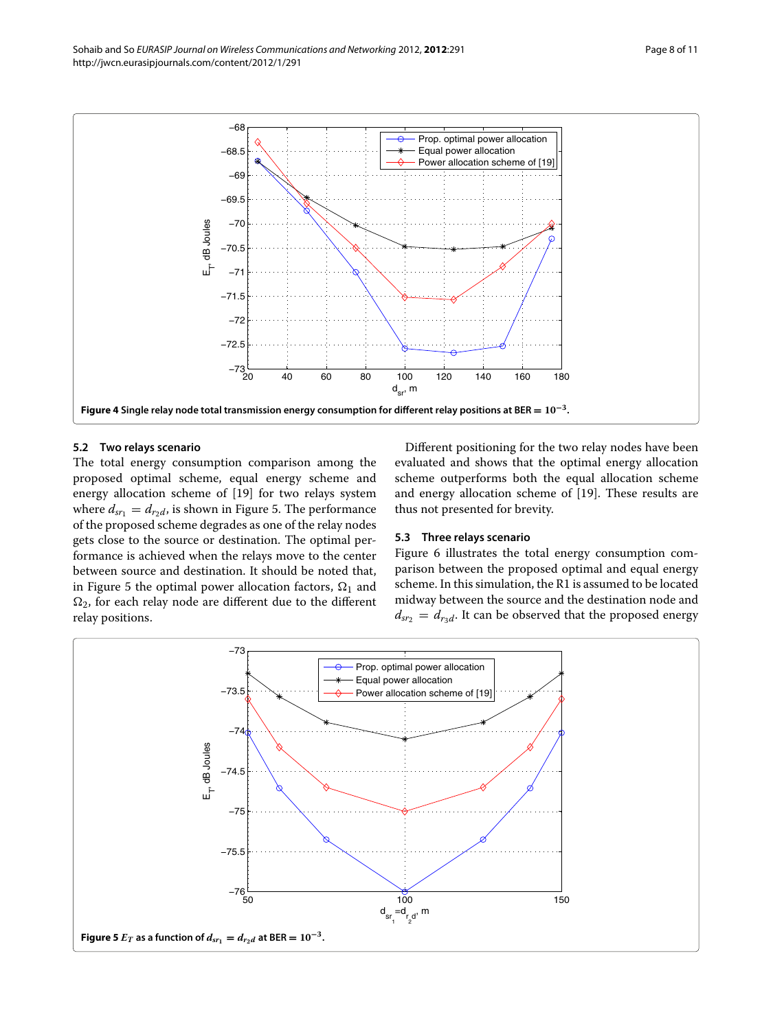**Figure 4 Single relay node total transmission energy consumption for different relay positions at BER $= 10^{-3}$.**

## 5.2 Two relays scenario

The total energy consumption comparison among the proposed optimal scheme, equal energy scheme and energy allocation scheme of [19] for two relays system where $d_{sr_1} = d_{r_2d}$, is shown in Figure 5. The performance of the proposed scheme degrades as one of the relay nodes gets close to the source or destination. The optimal performance is achieved when the relays move to the center between source and destination. It should be noted that, in Figure 5 the optimal power allocation factors, $\Omega_1$ and $\Omega_2$, for each relay node are different due to the different relay positions.

Different positioning for the two relay nodes have been evaluated and shows that the optimal energy allocation scheme outperforms both the equal allocation scheme and energy allocation scheme of [19]. These results are thus not presented for brevity.

## 5.3 Three relays scenario

Figure 6 illustrates the total energy consumption comparison between the proposed optimal and equal energy scheme. In this simulation, the R1 is assumed to be located midway between the source and the destination node and $d_{sr_2} = d_{r_3d}$. It can be observed that the proposed energy

**Figure 5 $E_T$ as a function of $d_{sr_1} = d_{r_2d}$ at BER $= 10^{-3}$.**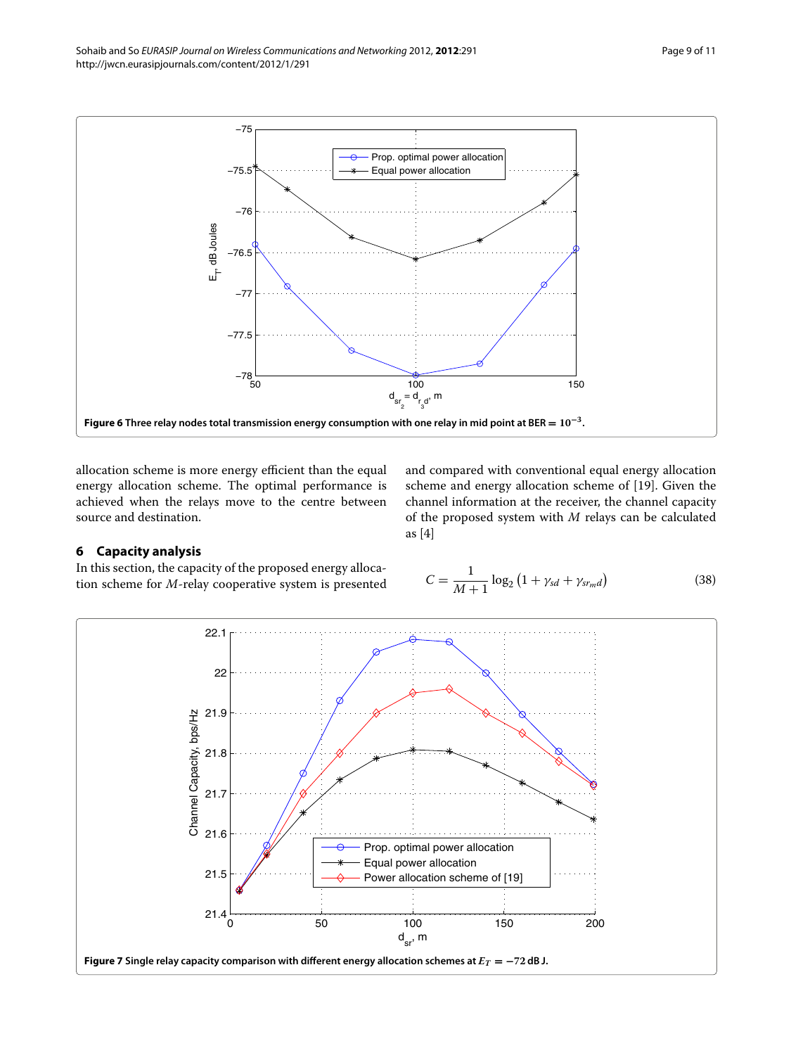Figure 6 Three relay nodes total transmission energy consumption with one relay in mid point at BER $= 10^{-3}$.

allocation scheme is more energy efficient than the equal energy allocation scheme. The optimal performance is achieved when the relays move to the centre between source and destination.

## 6 Capacity analysis

In this section, the capacity of the proposed energy allocation scheme for $M$-relay cooperative system is presented and compared with conventional equal energy allocation scheme and energy allocation scheme of [19]. Given the channel information at the receiver, the channel capacity of the proposed system with $M$ relays can be calculated as [4]

$$C = \frac{1}{M+1}\log_2\left(1 + \gamma_{sd} + \gamma_{sr_md}\right) \tag{38}$$

Figure 7 Single relay capacity comparison with different energy allocation schemes at $E_T = -72$ dB J.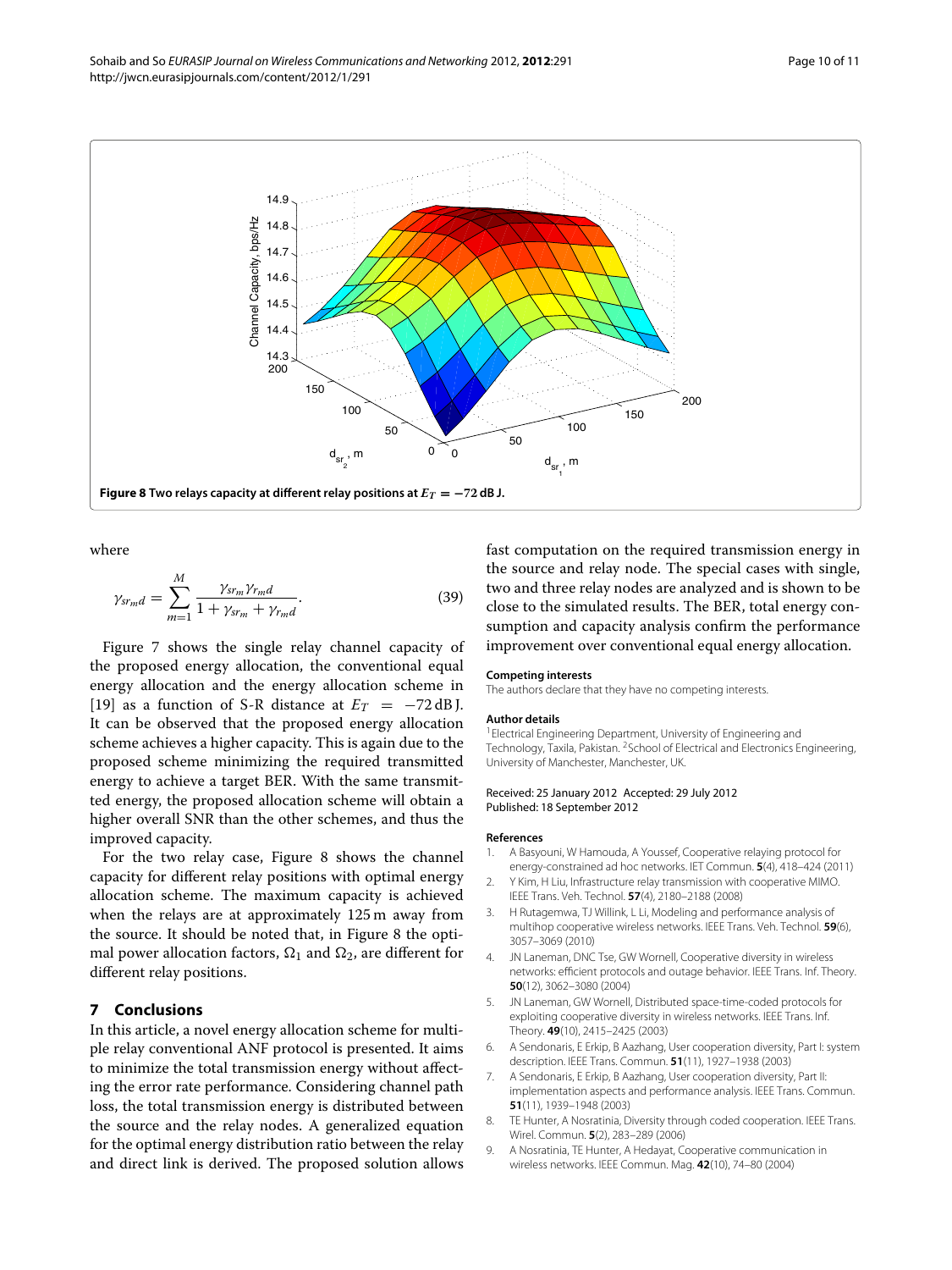**Figure 8 Two relays capacity at different relay positions at $E_T = -72$ dB J.**

where

$$\gamma_{sr_m d} = \sum_{m=1}^{M} \frac{\gamma_{sr_m}\gamma_{r_m d}}{1 + \gamma_{sr_m} + \gamma_{r_m d}}. \tag{39}$$

Figure 7 shows the single relay channel capacity of the proposed energy allocation, the conventional equal energy allocation and the energy allocation scheme in [19] as a function of S-R distance at $E_T = -72$ dB J. It can be observed that the proposed energy allocation scheme achieves a higher capacity. This is again due to the proposed scheme minimizing the required transmitted energy to achieve a target BER. With the same transmitted energy, the proposed allocation scheme will obtain a higher overall SNR than the other schemes, and thus the improved capacity.

For the two relay case, Figure 8 shows the channel capacity for different relay positions with optimal energy allocation scheme. The maximum capacity is achieved when the relays are at approximately 125 m away from the source. It should be noted that, in Figure 8 the optimal power allocation factors, $\Omega_1$ and $\Omega_2$, are different for different relay positions.

## 7 Conclusions

In this article, a novel energy allocation scheme for multiple relay conventional ANF protocol is presented. It aims to minimize the total transmission energy without affecting the error rate performance. Considering channel path loss, the total transmission energy is distributed between the source and the relay nodes. A generalized equation for the optimal energy distribution ratio between the relay and direct link is derived. The proposed solution allows fast computation on the required transmission energy in the source and relay node. The special cases with single, two and three relay nodes are analyzed and is shown to be close to the simulated results. The BER, total energy consumption and capacity analysis confirm the performance improvement over conventional equal energy allocation.

### Competing interests

The authors declare that they have no competing interests.

### Author details

[1]Electrical Engineering Department, University of Engineering and Technology, Taxila, Pakistan. [2]School of Electrical and Electronics Engineering, University of Manchester, Manchester, UK.

Received: 25 January 2012 Accepted: 29 July 2012
Published: 18 September 2012

### References

1. A Basyouni, W Hamouda, A Youssef, Cooperative relaying protocol for energy-constrained ad hoc networks. IET Commun. **5**(4), 418–424 (2011)
2. Y Kim, H Liu, Infrastructure relay transmission with cooperative MIMO. IEEE Trans. Veh. Technol. **57**(4), 2180–2188 (2008)
3. H Rutagemwa, TJ Willink, L Li, Modeling and performance analysis of multihop cooperative wireless networks. IEEE Trans. Veh. Technol. **59**(6), 3057–3069 (2010)
4. JN Laneman, DNC Tse, GW Wornell, Cooperative diversity in wireless networks: efficient protocols and outage behavior. IEEE Trans. Inf. Theory. **50**(12), 3062–3080 (2004)
5. JN Laneman, GW Wornell, Distributed space-time-coded protocols for exploiting cooperative diversity in wireless networks. IEEE Trans. Inf. Theory. **49**(10), 2415–2425 (2003)
6. A Sendonaris, E Erkip, B Aazhang, User cooperation diversity, Part I: system description. IEEE Trans. Commun. **51**(11), 1927–1938 (2003)
7. A Sendonaris, E Erkip, B Aazhang, User cooperation diversity, Part II: implementation aspects and performance analysis. IEEE Trans. Commun. **51**(11), 1939–1948 (2003)
8. TE Hunter, A Nosratinia, Diversity through coded cooperation. IEEE Trans. Wirel. Commun. **5**(2), 283–289 (2006)
9. A Nosratinia, TE Hunter, A Hedayat, Cooperative communication in wireless networks. IEEE Commun. Mag. **42**(10), 74–80 (2004)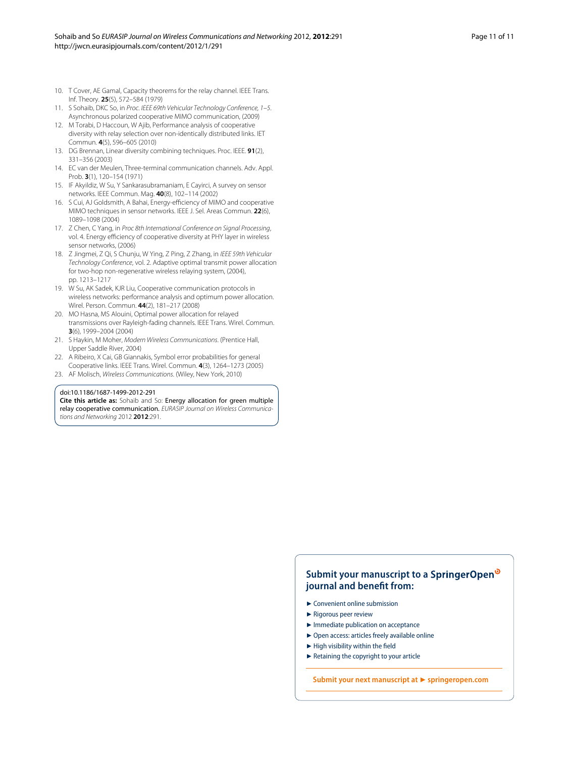10. T Cover, AE Gamal, Capacity theorems for the relay channel. IEEE Trans. Inf. Theory. **25**(5), 572–584 (1979)
11. S Sohaib, DKC So, in *Proc. IEEE 69th Vehicular Technology Conference, 1–5*. Asynchronous polarized cooperative MIMO communication, (2009)
12. M Torabi, D Haccoun, W Ajib, Performance analysis of cooperative diversity with relay selection over non-identically distributed links. IET Commun. **4**(5), 596–605 (2010)
13. DG Brennan, Linear diversity combining techniques. Proc. IEEE. **91**(2), 331–356 (2003)
14. EC van der Meulen, Three-terminal communication channels. Adv. Appl. Prob. **3**(1), 120–154 (1971)
15. IF Akyildiz, W Su, Y Sankarasubramaniam, E Cayirci, A survey on sensor networks. IEEE Commun. Mag. **40**(8), 102–114 (2002)
16. S Cui, AJ Goldsmith, A Bahai, Energy-efficiency of MIMO and cooperative MIMO techniques in sensor networks. IEEE J. Sel. Areas Commun. **22**(6), 1089–1098 (2004)
17. Z Chen, C Yang, in *Proc 8th International Conference on Signal Processing*, vol. 4. Energy efficiency of cooperative diversity at PHY layer in wireless sensor networks, (2006)
18. Z Jingmei, Z Qi, S Chunju, W Ying, Z Ping, Z Zhang, in *IEEE 59th Vehicular Technology Conference*, vol. 2. Adaptive optimal transmit power allocation for two-hop non-regenerative wireless relaying system, (2004), pp. 1213–1217
19. W Su, AK Sadek, KJR Liu, Cooperative communication protocols in wireless networks: performance analysis and optimum power allocation. Wirel. Person. Commun. **44**(2), 181–217 (2008)
20. MO Hasna, MS Alouini, Optimal power allocation for relayed transmissions over Rayleigh-fading channels. IEEE Trans. Wirel. Commun. **3**(6), 1999–2004 (2004)
21. S Haykin, M Moher, *Modern Wireless Communications*. (Prentice Hall, Upper Saddle River, 2004)
22. A Ribeiro, X Cai, GB Giannakis, Symbol error probabilities for general Cooperative links. IEEE Trans. Wirel. Commun. **4**(3), 1264–1273 (2005)
23. AF Molisch, *Wireless Communications*. (Wiley, New York, 2010)

doi:10.1186/1687-1499-2012-291
**Cite this article as:** Sohaib and So: Energy allocation for green multiple relay cooperative communication. *EURASIP Journal on Wireless Communications and Networking* 2012 **2012**:291.

**Submit your manuscript to a SpringerOpen journal and benefit from:**

- ► Convenient online submission
- ► Rigorous peer review
- ► Immediate publication on acceptance
- ► Open access: articles freely available online
- ► High visibility within the field
- ► Retaining the copyright to your article

**Submit your next manuscript at ► springeropen.com**